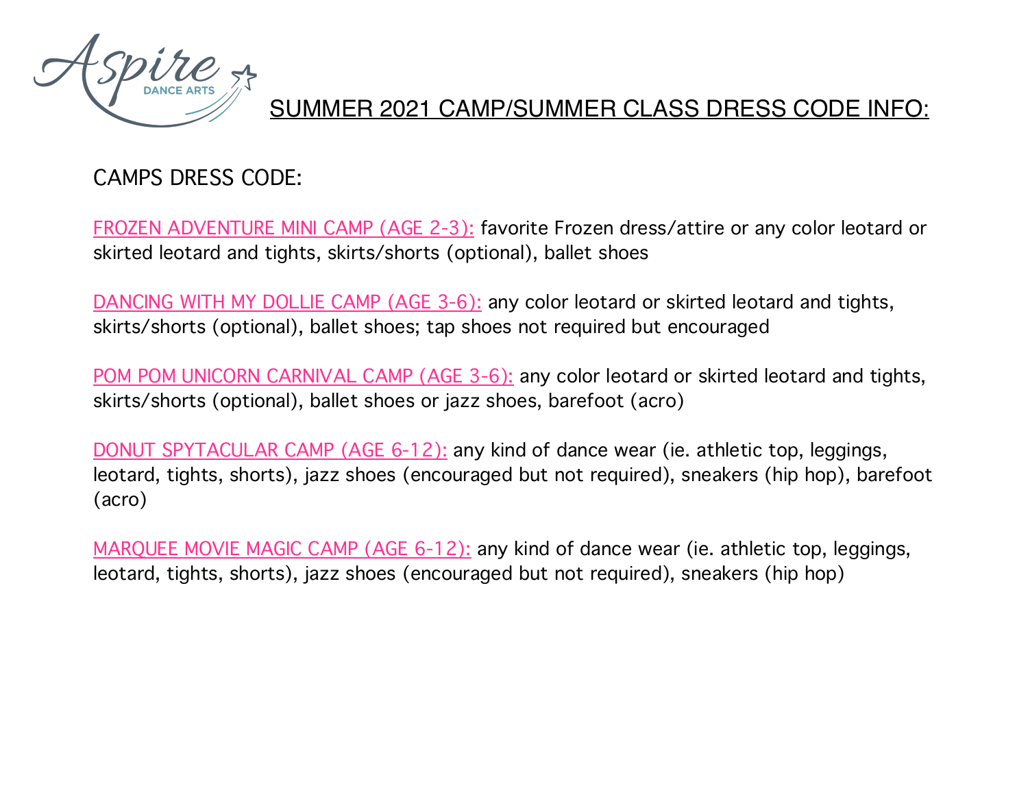# SUMMER 2021 CAMP/SUMMER CLASS DRESS CODE INFO:

## CAMPS DRESS CODE:

FROZEN ADVENTURE MINI CAMP (AGE 2-3): favorite Frozen dress/attire or any color leotard or skirted leotard and tights, skirts/shorts (optional), ballet shoes

DANCING WITH MY DOLLIE CAMP (AGE 3-6): any color leotard or skirted leotard and tights, skirts/shorts (optional), ballet shoes; tap shoes not required but encouraged

POM POM UNICORN CARNIVAL CAMP (AGE 3-6): any color leotard or skirted leotard and tights, skirts/shorts (optional), ballet shoes or jazz shoes, barefoot (acro)

DONUT SPYTACULAR CAMP (AGE 6-12): any kind of dance wear (ie. athletic top, leggings, leotard, tights, shorts), jazz shoes (encouraged but not required), sneakers (hip hop), barefoot (acro)

MARQUEE MOVIE MAGIC CAMP (AGE 6-12): any kind of dance wear (ie. athletic top, leggings, leotard, tights, shorts), jazz shoes (encouraged but not required), sneakers (hip hop)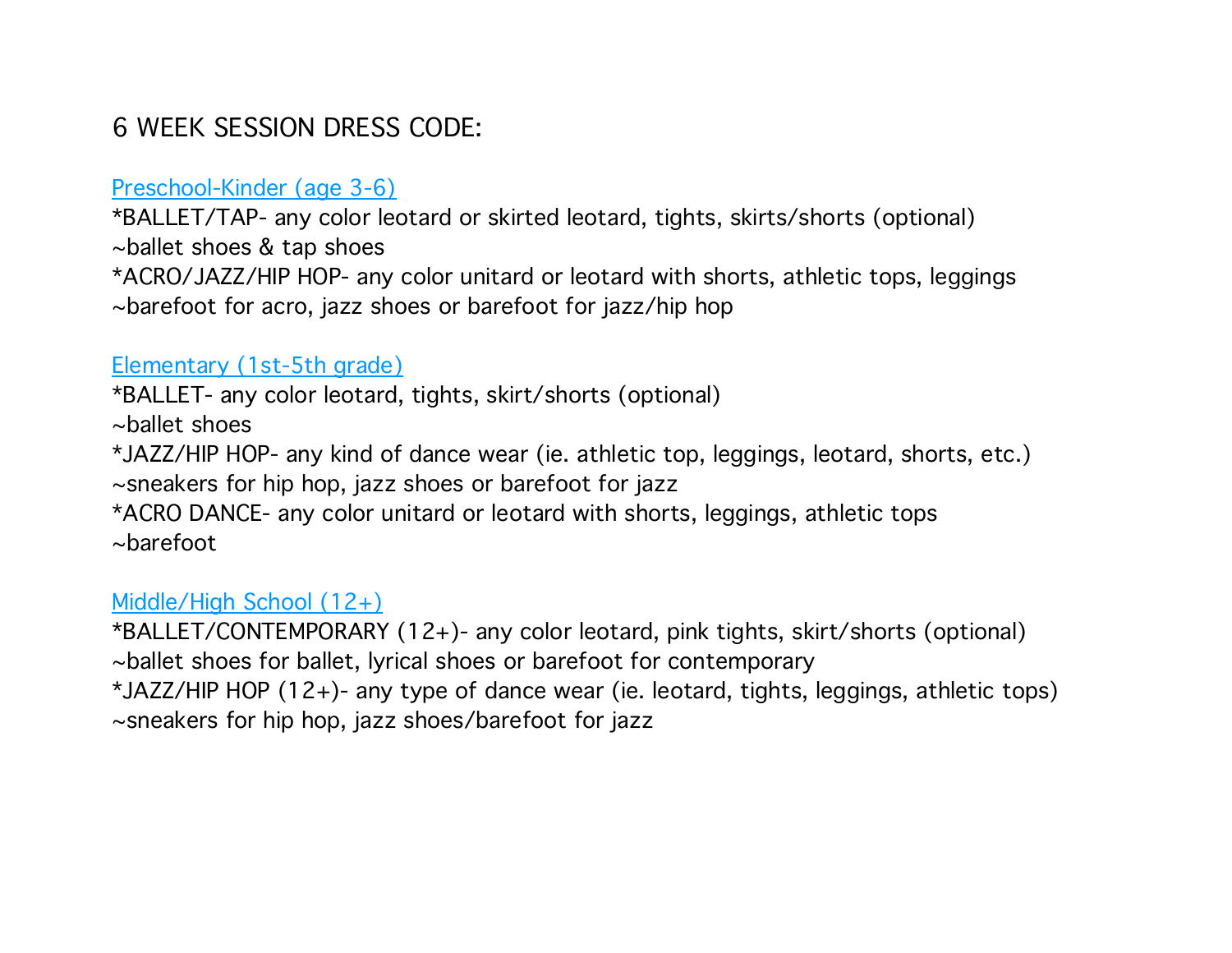# 6 WEEK SESSION DRESS CODE:

## Preschool-Kinder (age 3-6)

*BALLET/TAP- any color leotard or skirted leotard, tights, skirts/shorts (optional)
~ballet shoes & tap shoes
*ACRO/JAZZ/HIP HOP- any color unitard or leotard with shorts, athletic tops, leggings
~barefoot for acro, jazz shoes or barefoot for jazz/hip hop

## Elementary (1st-5th grade)

*BALLET- any color leotard, tights, skirt/shorts (optional)
~ballet shoes
*JAZZ/HIP HOP- any kind of dance wear (ie. athletic top, leggings, leotard, shorts, etc.)
~sneakers for hip hop, jazz shoes or barefoot for jazz
*ACRO DANCE- any color unitard or leotard with shorts, leggings, athletic tops
~barefoot

## Middle/High School (12+)

*BALLET/CONTEMPORARY (12+)- any color leotard, pink tights, skirt/shorts (optional)
~ballet shoes for ballet, lyrical shoes or barefoot for contemporary
*JAZZ/HIP HOP (12+)- any type of dance wear (ie. leotard, tights, leggings, athletic tops)
~sneakers for hip hop, jazz shoes/barefoot for jazz